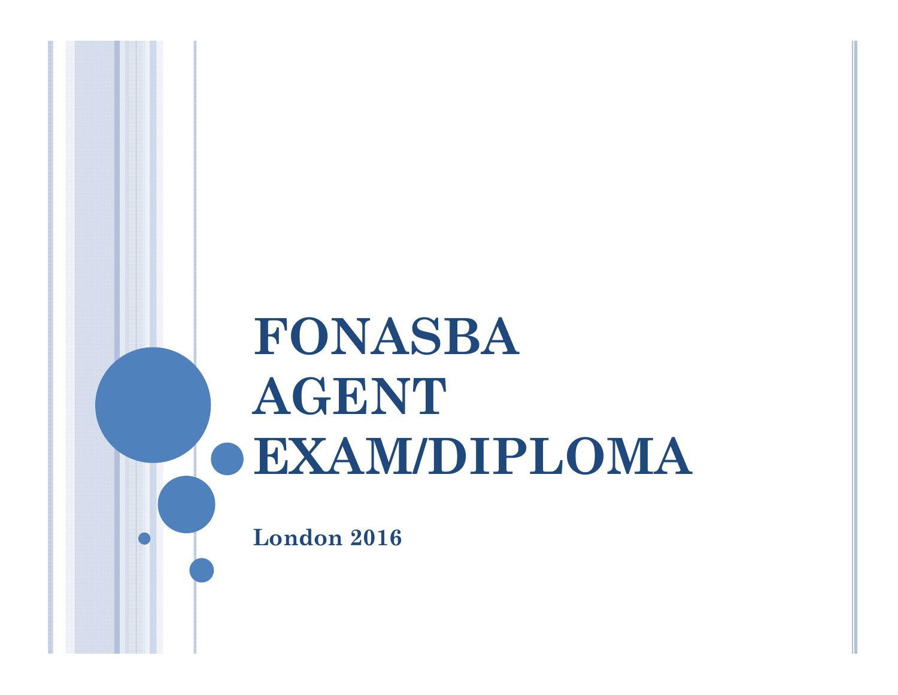# FONASBA AGENT EXAM/DIPLOMA

**London 2016**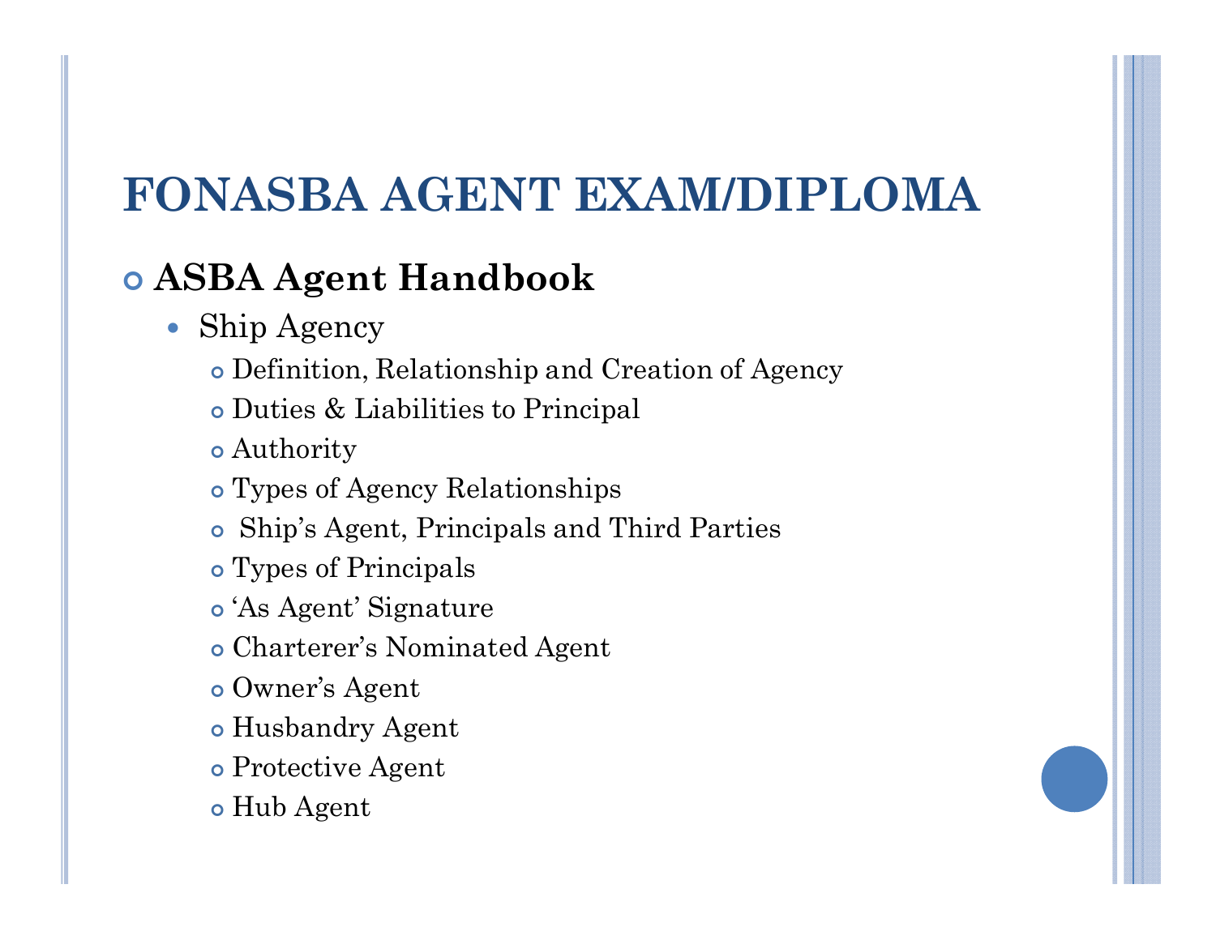# FONASBA AGENT EXAM/DIPLOMA

- **ASBA Agent Handbook**
  - Ship Agency
    - Definition, Relationship and Creation of Agency
    - Duties & Liabilities to Principal
    - Authority
    - Types of Agency Relationships
    - Ship's Agent, Principals and Third Parties
    - Types of Principals
    - 'As Agent' Signature
    - Charterer's Nominated Agent
    - Owner's Agent
    - Husbandry Agent
    - Protective Agent
    - Hub Agent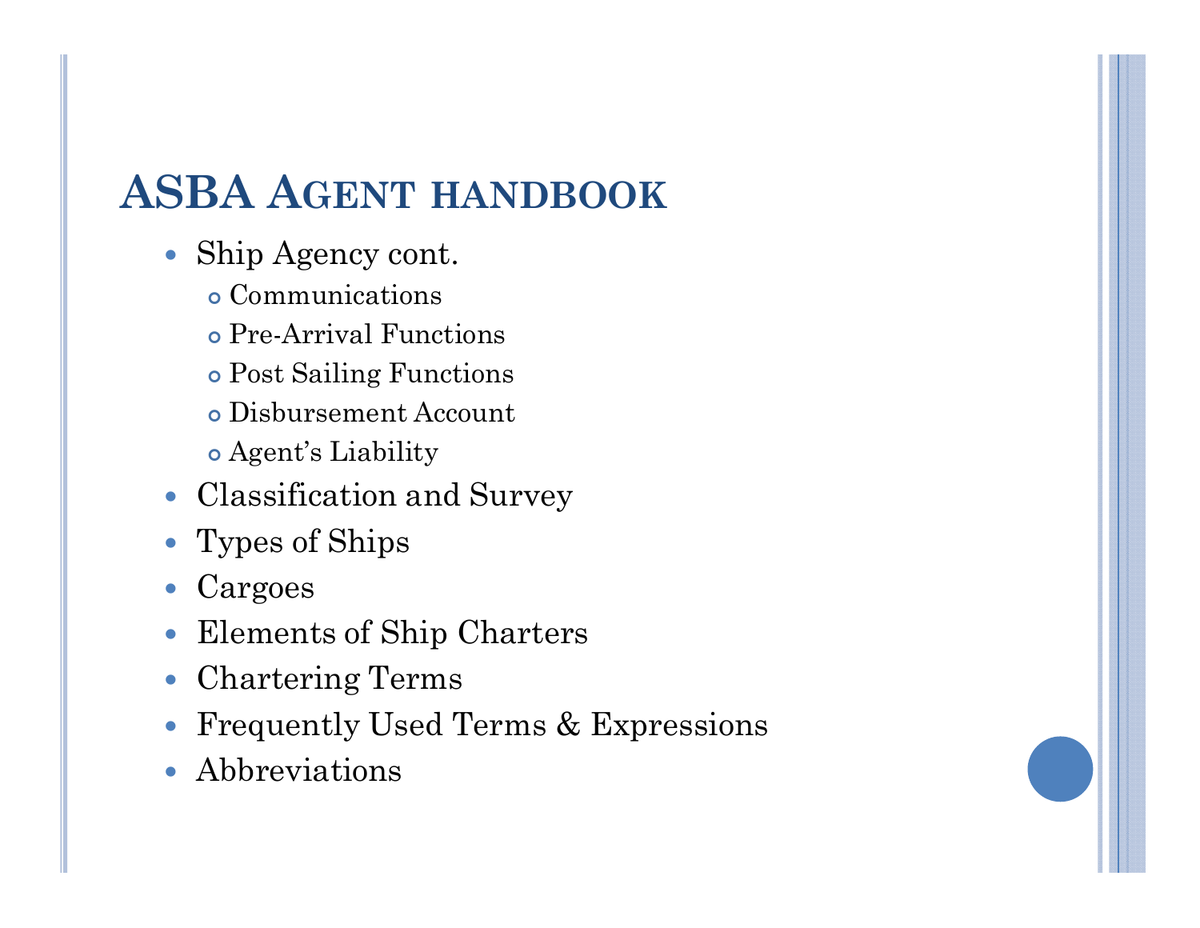# ASBA Agent handbook

- Ship Agency cont.
  - Communications
  - Pre-Arrival Functions
  - Post Sailing Functions
  - Disbursement Account
  - Agent's Liability
- Classification and Survey
- Types of Ships
- Cargoes
- Elements of Ship Charters
- Chartering Terms
- Frequently Used Terms & Expressions
- Abbreviations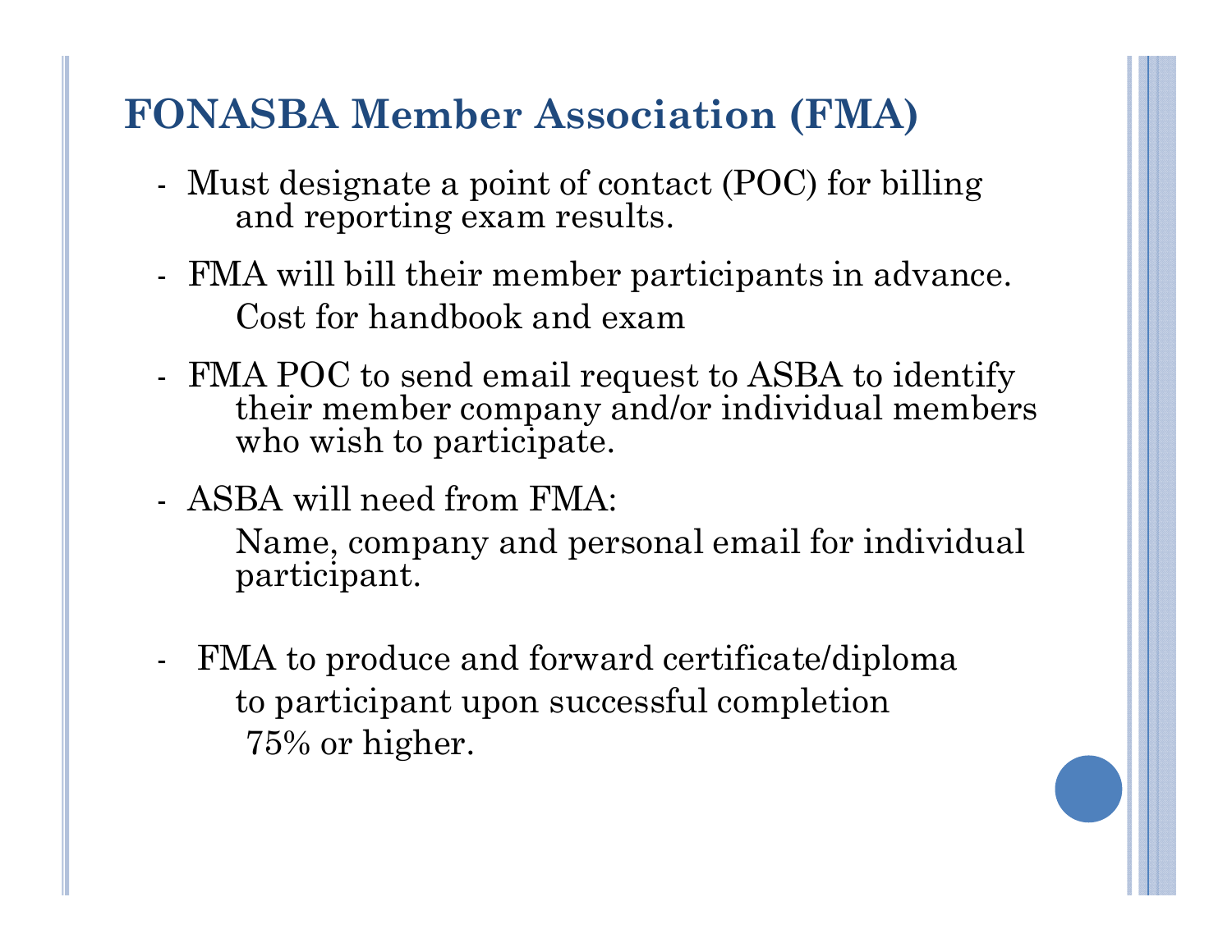# FONASBA Member Association (FMA)

- Must designate a point of contact (POC) for billing and reporting exam results.
- FMA will bill their member participants in advance.
  - Cost for handbook and exam
- FMA POC to send email request to ASBA to identify their member company and/or individual members who wish to participate.
- ASBA will need from FMA:
  - Name, company and personal email for individual participant.
- FMA to produce and forward certificate/diploma to participant upon successful completion
  - 75% or higher.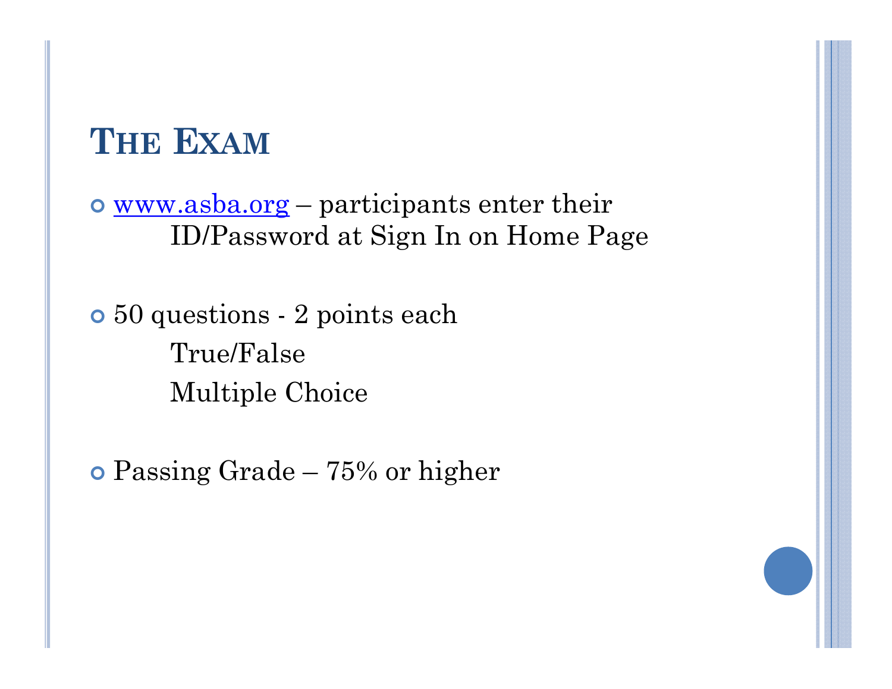# The Exam

- www.asba.org – participants enter their ID/Password at Sign In on Home Page
- 50 questions - 2 points each
  - True/False
  - Multiple Choice
- Passing Grade – 75% or higher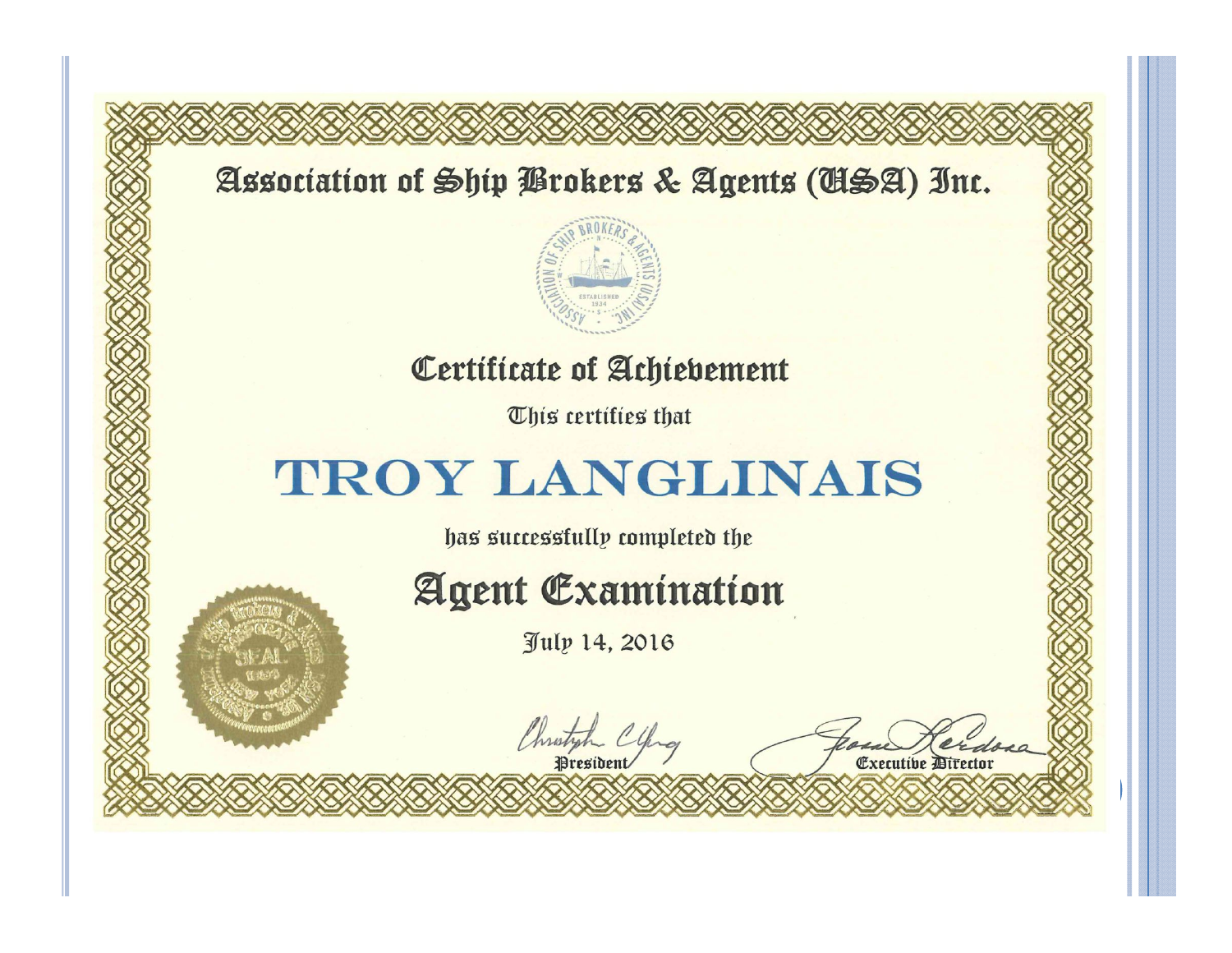# Association of Ship Brokers & Agents (USA) Inc.

## Certificate of Achievement

This certifies that

# TROY LANGLINAIS

has successfully completed the

## Agent Examination

July 14, 2016

President

Executive Director